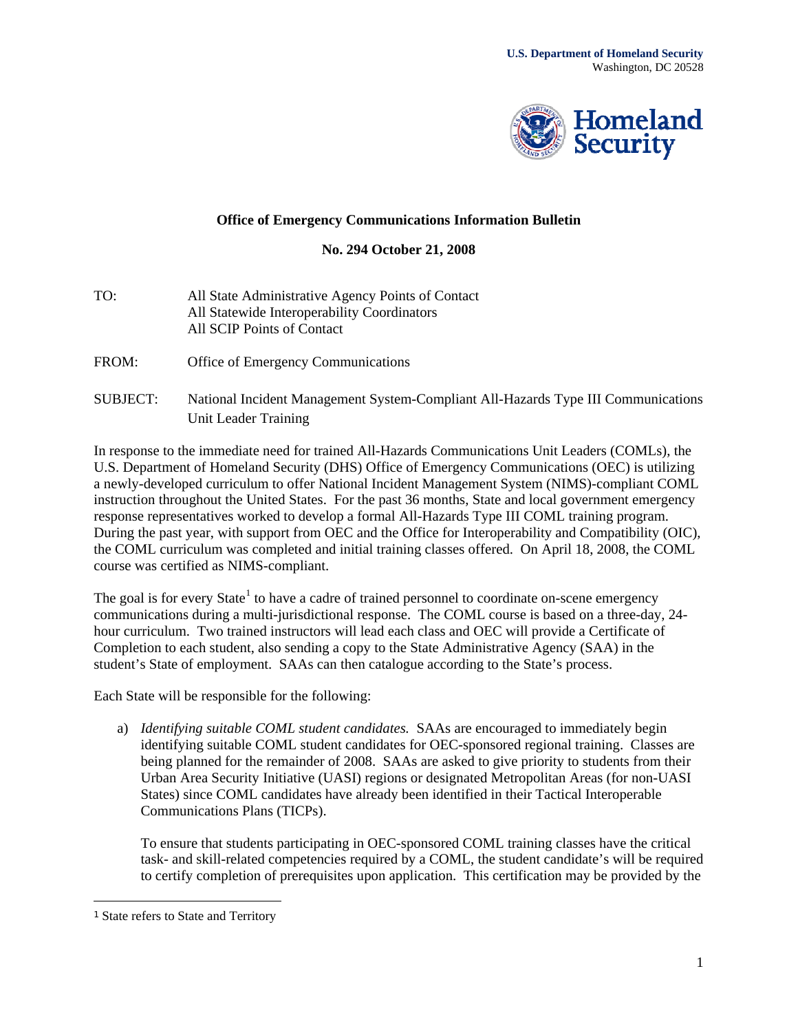**U.S. Department of Homeland Security**
Washington, DC 20528

**Homeland Security**

**Office of Emergency Communications Information Bulletin**

**No. 294 October 21, 2008**

TO: All State Administrative Agency Points of Contact
All Statewide Interoperability Coordinators
All SCIP Points of Contact

FROM: Office of Emergency Communications

SUBJECT: National Incident Management System-Compliant All-Hazards Type III Communications Unit Leader Training

In response to the immediate need for trained All-Hazards Communications Unit Leaders (COMLs), the U.S. Department of Homeland Security (DHS) Office of Emergency Communications (OEC) is utilizing a newly-developed curriculum to offer National Incident Management System (NIMS)-compliant COML instruction throughout the United States. For the past 36 months, State and local government emergency response representatives worked to develop a formal All-Hazards Type III COML training program. During the past year, with support from OEC and the Office for Interoperability and Compatibility (OIC), the COML curriculum was completed and initial training classes offered. On April 18, 2008, the COML course was certified as NIMS-compliant.

The goal is for every State[1] to have a cadre of trained personnel to coordinate on-scene emergency communications during a multi-jurisdictional response. The COML course is based on a three-day, 24-hour curriculum. Two trained instructors will lead each class and OEC will provide a Certificate of Completion to each student, also sending a copy to the State Administrative Agency (SAA) in the student's State of employment. SAAs can then catalogue according to the State's process.

Each State will be responsible for the following:

a) *Identifying suitable COML student candidates.* SAAs are encouraged to immediately begin identifying suitable COML student candidates for OEC-sponsored regional training. Classes are being planned for the remainder of 2008. SAAs are asked to give priority to students from their Urban Area Security Initiative (UASI) regions or designated Metropolitan Areas (for non-UASI States) since COML candidates have already been identified in their Tactical Interoperable Communications Plans (TICPs).

   To ensure that students participating in OEC-sponsored COML training classes have the critical task- and skill-related competencies required by a COML, the student candidate's will be required to certify completion of prerequisites upon application. This certification may be provided by the

[1] State refers to State and Territory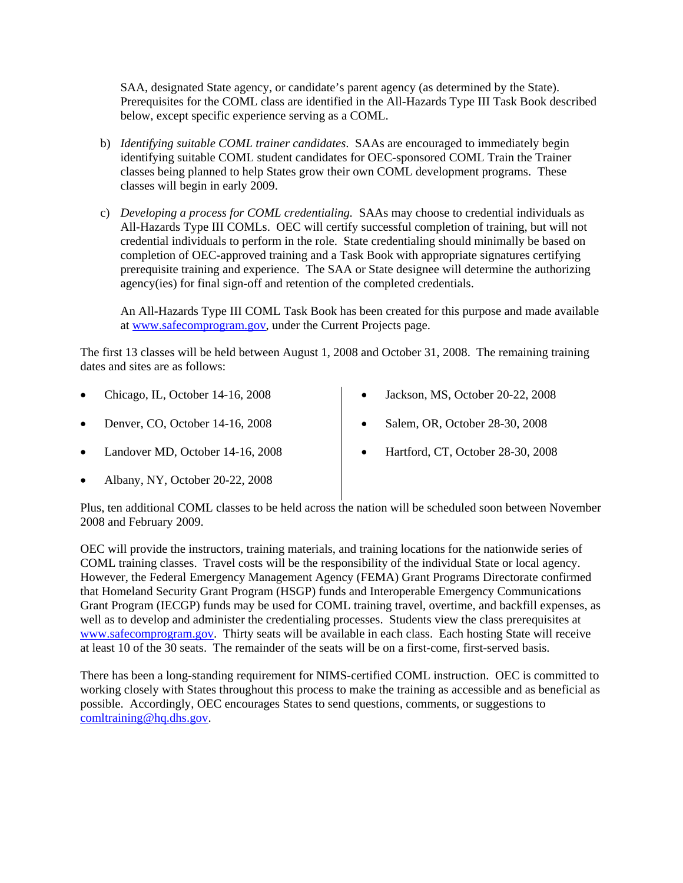SAA, designated State agency, or candidate's parent agency (as determined by the State). Prerequisites for the COML class are identified in the All-Hazards Type III Task Book described below, except specific experience serving as a COML.

b) *Identifying suitable COML trainer candidates*. SAAs are encouraged to immediately begin identifying suitable COML student candidates for OEC-sponsored COML Train the Trainer classes being planned to help States grow their own COML development programs. These classes will begin in early 2009.

c) *Developing a process for COML credentialing.* SAAs may choose to credential individuals as All-Hazards Type III COMLs. OEC will certify successful completion of training, but will not credential individuals to perform in the role. State credentialing should minimally be based on completion of OEC-approved training and a Task Book with appropriate signatures certifying prerequisite training and experience. The SAA or State designee will determine the authorizing agency(ies) for final sign-off and retention of the completed credentials.

   An All-Hazards Type III COML Task Book has been created for this purpose and made available at www.safecomprogram.gov, under the Current Projects page.

The first 13 classes will be held between August 1, 2008 and October 31, 2008. The remaining training dates and sites are as follows:

- Chicago, IL, October 14-16, 2008
- Denver, CO, October 14-16, 2008
- Landover MD, October 14-16, 2008
- Albany, NY, October 20-22, 2008
- Jackson, MS, October 20-22, 2008
- Salem, OR, October 28-30, 2008
- Hartford, CT, October 28-30, 2008

Plus, ten additional COML classes to be held across the nation will be scheduled soon between November 2008 and February 2009.

OEC will provide the instructors, training materials, and training locations for the nationwide series of COML training classes. Travel costs will be the responsibility of the individual State or local agency. However, the Federal Emergency Management Agency (FEMA) Grant Programs Directorate confirmed that Homeland Security Grant Program (HSGP) funds and Interoperable Emergency Communications Grant Program (IECGP) funds may be used for COML training travel, overtime, and backfill expenses, as well as to develop and administer the credentialing processes. Students view the class prerequisites at www.safecomprogram.gov. Thirty seats will be available in each class. Each hosting State will receive at least 10 of the 30 seats. The remainder of the seats will be on a first-come, first-served basis.

There has been a long-standing requirement for NIMS-certified COML instruction. OEC is committed to working closely with States throughout this process to make the training as accessible and as beneficial as possible. Accordingly, OEC encourages States to send questions, comments, or suggestions to comltraining@hq.dhs.gov.